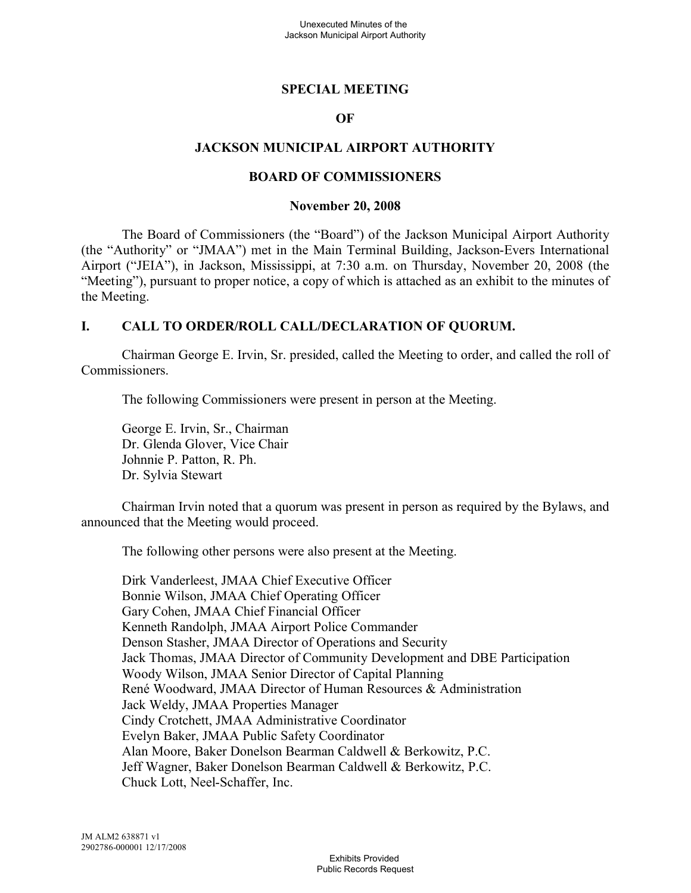# SPECIAL MEETING

# OF

# JACKSON MUNICIPAL AIRPORT AUTHORITY

# BOARD OF COMMISSIONERS

**November 20, 2008**

The Board of Commissioners (the "Board") of the Jackson Municipal Airport Authority (the "Authority" or "JMAA") met in the Main Terminal Building, Jackson-Evers International Airport ("JEIA"), in Jackson, Mississippi, at 7:30 a.m. on Thursday, November 20, 2008 (the "Meeting"), pursuant to proper notice, a copy of which is attached as an exhibit to the minutes of the Meeting.

## I. CALL TO ORDER/ROLL CALL/DECLARATION OF QUORUM.

Chairman George E. Irvin, Sr. presided, called the Meeting to order, and called the roll of Commissioners.

The following Commissioners were present in person at the Meeting.

George E. Irvin, Sr., Chairman
Dr. Glenda Glover, Vice Chair
Johnnie P. Patton, R. Ph.
Dr. Sylvia Stewart

Chairman Irvin noted that a quorum was present in person as required by the Bylaws, and announced that the Meeting would proceed.

The following other persons were also present at the Meeting.

Dirk Vanderleest, JMAA Chief Executive Officer
Bonnie Wilson, JMAA Chief Operating Officer
Gary Cohen, JMAA Chief Financial Officer
Kenneth Randolph, JMAA Airport Police Commander
Denson Stasher, JMAA Director of Operations and Security
Jack Thomas, JMAA Director of Community Development and DBE Participation
Woody Wilson, JMAA Senior Director of Capital Planning
René Woodward, JMAA Director of Human Resources & Administration
Jack Weldy, JMAA Properties Manager
Cindy Crotchett, JMAA Administrative Coordinator
Evelyn Baker, JMAA Public Safety Coordinator
Alan Moore, Baker Donelson Bearman Caldwell & Berkowitz, P.C.
Jeff Wagner, Baker Donelson Bearman Caldwell & Berkowitz, P.C.
Chuck Lott, Neel-Schaffer, Inc.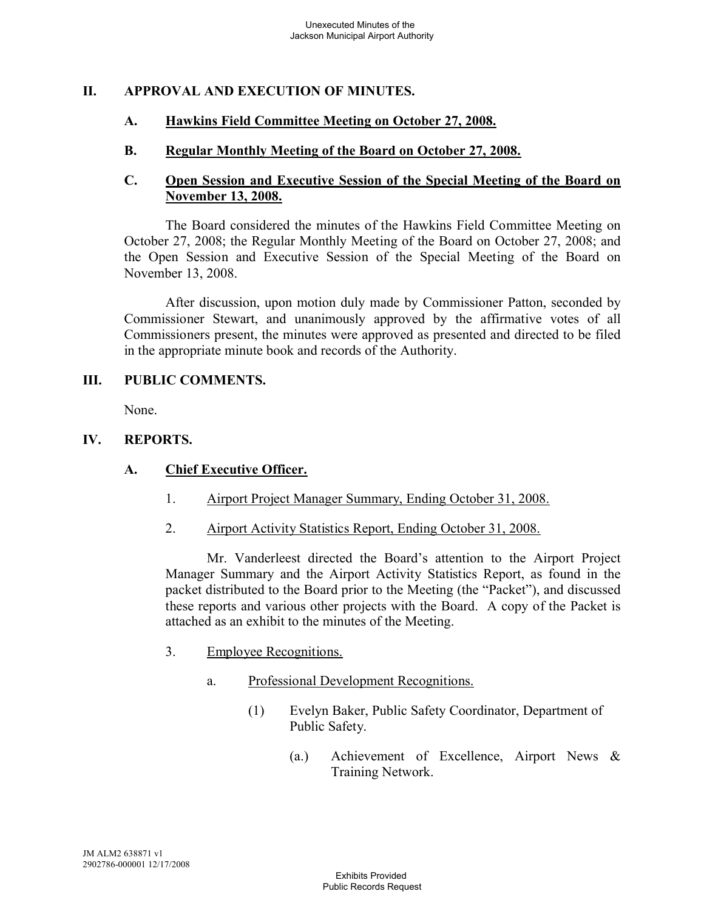## II. APPROVAL AND EXECUTION OF MINUTES.

### A. Hawkins Field Committee Meeting on October 27, 2008.

### B. Regular Monthly Meeting of the Board on October 27, 2008.

### C. Open Session and Executive Session of the Special Meeting of the Board on November 13, 2008.

The Board considered the minutes of the Hawkins Field Committee Meeting on October 27, 2008; the Regular Monthly Meeting of the Board on October 27, 2008; and the Open Session and Executive Session of the Special Meeting of the Board on November 13, 2008.

After discussion, upon motion duly made by Commissioner Patton, seconded by Commissioner Stewart, and unanimously approved by the affirmative votes of all Commissioners present, the minutes were approved as presented and directed to be filed in the appropriate minute book and records of the Authority.

## III. PUBLIC COMMENTS.

None.

## IV. REPORTS.

### A. Chief Executive Officer.

1. Airport Project Manager Summary, Ending October 31, 2008.

2. Airport Activity Statistics Report, Ending October 31, 2008.

Mr. Vanderleest directed the Board's attention to the Airport Project Manager Summary and the Airport Activity Statistics Report, as found in the packet distributed to the Board prior to the Meeting (the "Packet"), and discussed these reports and various other projects with the Board. A copy of the Packet is attached as an exhibit to the minutes of the Meeting.

3. Employee Recognitions.

   a. Professional Development Recognitions.

      (1) Evelyn Baker, Public Safety Coordinator, Department of Public Safety.

         (a.) Achievement of Excellence, Airport News & Training Network.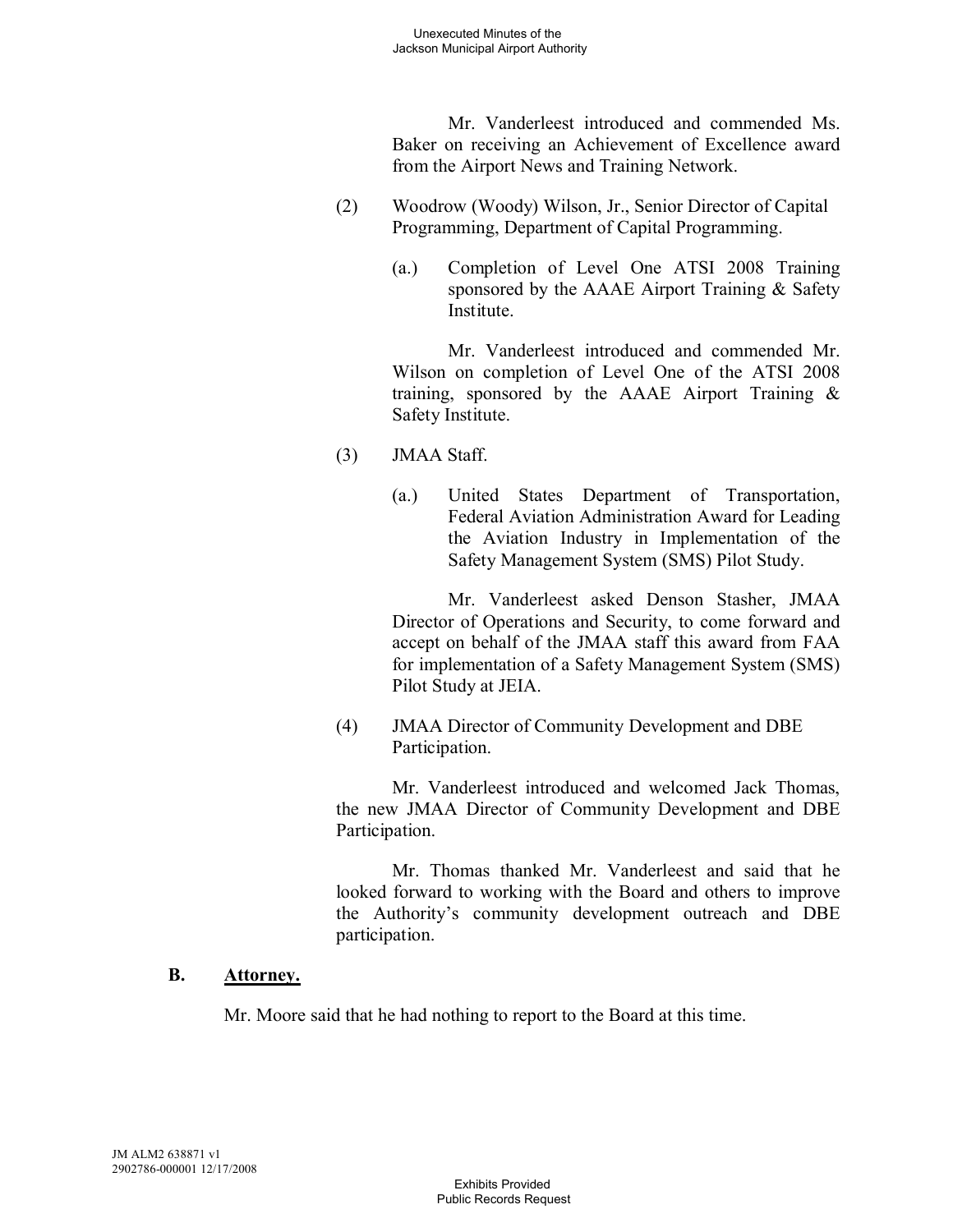Mr. Vanderleest introduced and commended Ms. Baker on receiving an Achievement of Excellence award from the Airport News and Training Network.

(2) Woodrow (Woody) Wilson, Jr., Senior Director of Capital Programming, Department of Capital Programming.

(a.) Completion of Level One ATSI 2008 Training sponsored by the AAAE Airport Training & Safety Institute.

Mr. Vanderleest introduced and commended Mr. Wilson on completion of Level One of the ATSI 2008 training, sponsored by the AAAE Airport Training & Safety Institute.

(3) JMAA Staff.

(a.) United States Department of Transportation, Federal Aviation Administration Award for Leading the Aviation Industry in Implementation of the Safety Management System (SMS) Pilot Study.

Mr. Vanderleest asked Denson Stasher, JMAA Director of Operations and Security, to come forward and accept on behalf of the JMAA staff this award from FAA for implementation of a Safety Management System (SMS) Pilot Study at JEIA.

(4) JMAA Director of Community Development and DBE Participation.

Mr. Vanderleest introduced and welcomed Jack Thomas, the new JMAA Director of Community Development and DBE Participation.

Mr. Thomas thanked Mr. Vanderleest and said that he looked forward to working with the Board and others to improve the Authority's community development outreach and DBE participation.

**B. Attorney.**

Mr. Moore said that he had nothing to report to the Board at this time.

JM ALM2 638871 v1
2902786-000001 12/17/2008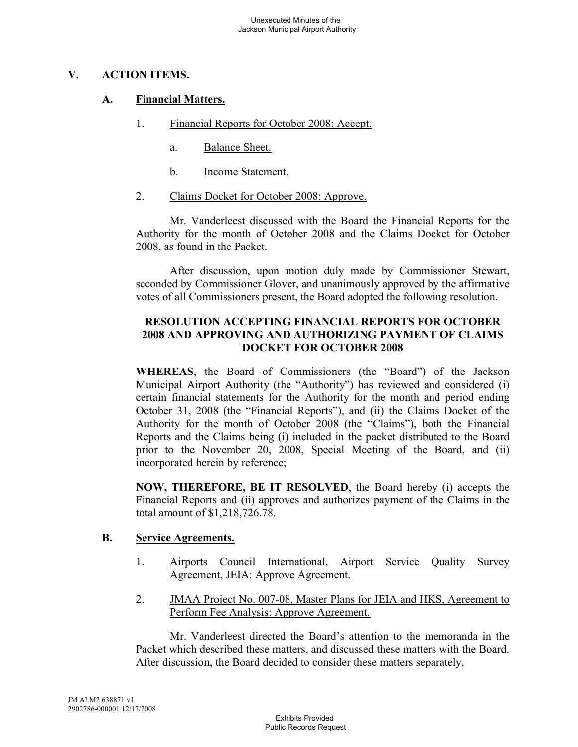## V. ACTION ITEMS.

### A. Financial Matters.

1. Financial Reports for October 2008: Accept.

   a. Balance Sheet.

   b. Income Statement.

2. Claims Docket for October 2008: Approve.

Mr. Vanderleest discussed with the Board the Financial Reports for the Authority for the month of October 2008 and the Claims Docket for October 2008, as found in the Packet.

After discussion, upon motion duly made by Commissioner Stewart, seconded by Commissioner Glover, and unanimously approved by the affirmative votes of all Commissioners present, the Board adopted the following resolution.

**RESOLUTION ACCEPTING FINANCIAL REPORTS FOR OCTOBER 2008 AND APPROVING AND AUTHORIZING PAYMENT OF CLAIMS DOCKET FOR OCTOBER 2008**

**WHEREAS**, the Board of Commissioners (the "Board") of the Jackson Municipal Airport Authority (the "Authority") has reviewed and considered (i) certain financial statements for the Authority for the month and period ending October 31, 2008 (the "Financial Reports"), and (ii) the Claims Docket of the Authority for the month of October 2008 (the "Claims"), both the Financial Reports and the Claims being (i) included in the packet distributed to the Board prior to the November 20, 2008, Special Meeting of the Board, and (ii) incorporated herein by reference;

**NOW, THEREFORE, BE IT RESOLVED**, the Board hereby (i) accepts the Financial Reports and (ii) approves and authorizes payment of the Claims in the total amount of $1,218,726.78.

### B. Service Agreements.

1. Airports Council International, Airport Service Quality Survey Agreement, JEIA: Approve Agreement.

2. JMAA Project No. 007-08, Master Plans for JEIA and HKS, Agreement to Perform Fee Analysis: Approve Agreement.

Mr. Vanderleest directed the Board's attention to the memoranda in the Packet which described these matters, and discussed these matters with the Board. After discussion, the Board decided to consider these matters separately.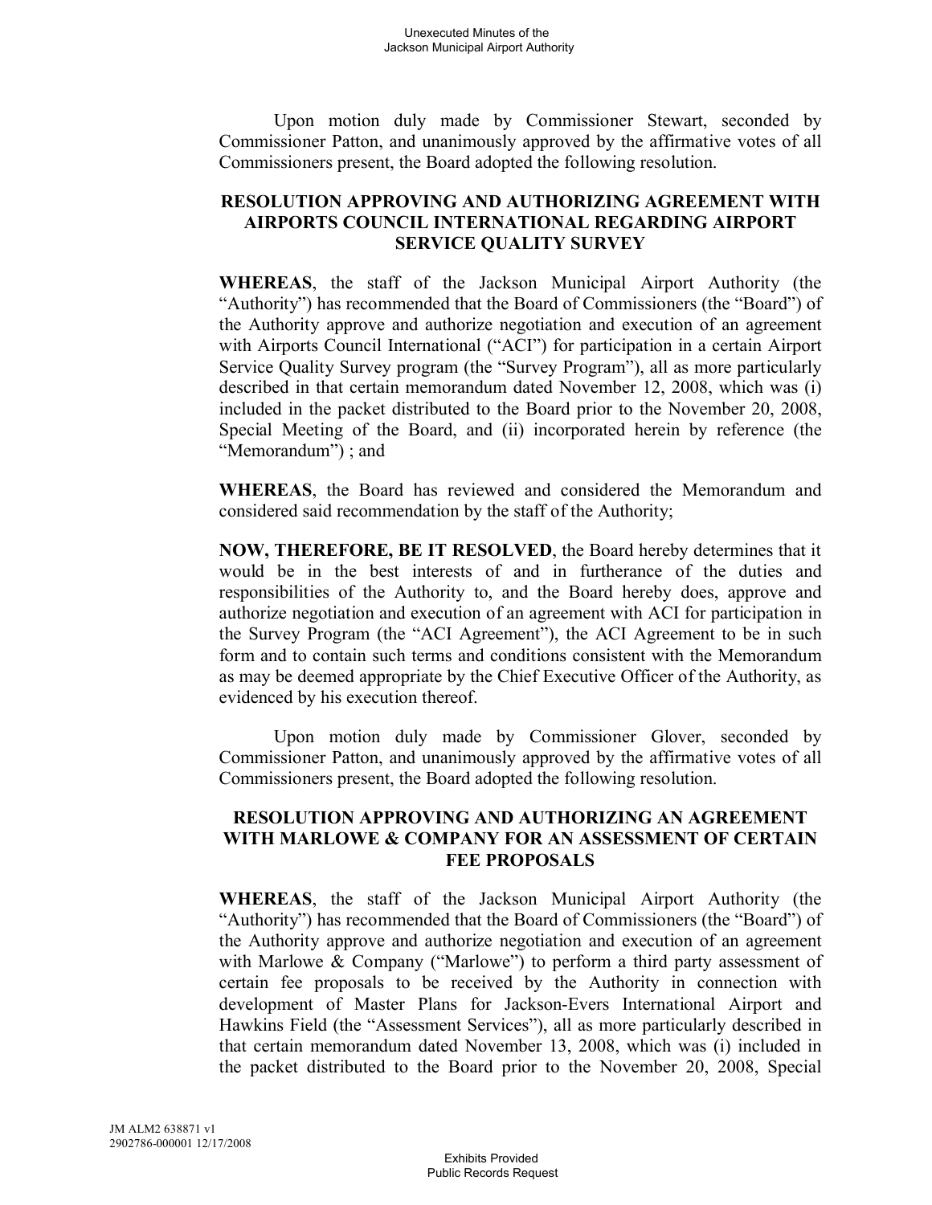Upon motion duly made by Commissioner Stewart, seconded by Commissioner Patton, and unanimously approved by the affirmative votes of all Commissioners present, the Board adopted the following resolution.

**RESOLUTION APPROVING AND AUTHORIZING AGREEMENT WITH AIRPORTS COUNCIL INTERNATIONAL REGARDING AIRPORT SERVICE QUALITY SURVEY**

**WHEREAS**, the staff of the Jackson Municipal Airport Authority (the "Authority") has recommended that the Board of Commissioners (the "Board") of the Authority approve and authorize negotiation and execution of an agreement with Airports Council International ("ACI") for participation in a certain Airport Service Quality Survey program (the "Survey Program"), all as more particularly described in that certain memorandum dated November 12, 2008, which was (i) included in the packet distributed to the Board prior to the November 20, 2008, Special Meeting of the Board, and (ii) incorporated herein by reference (the "Memorandum") ; and

**WHEREAS**, the Board has reviewed and considered the Memorandum and considered said recommendation by the staff of the Authority;

**NOW, THEREFORE, BE IT RESOLVED**, the Board hereby determines that it would be in the best interests of and in furtherance of the duties and responsibilities of the Authority to, and the Board hereby does, approve and authorize negotiation and execution of an agreement with ACI for participation in the Survey Program (the "ACI Agreement"), the ACI Agreement to be in such form and to contain such terms and conditions consistent with the Memorandum as may be deemed appropriate by the Chief Executive Officer of the Authority, as evidenced by his execution thereof.

Upon motion duly made by Commissioner Glover, seconded by Commissioner Patton, and unanimously approved by the affirmative votes of all Commissioners present, the Board adopted the following resolution.

**RESOLUTION APPROVING AND AUTHORIZING AN AGREEMENT WITH MARLOWE & COMPANY FOR AN ASSESSMENT OF CERTAIN FEE PROPOSALS**

**WHEREAS**, the staff of the Jackson Municipal Airport Authority (the "Authority") has recommended that the Board of Commissioners (the "Board") of the Authority approve and authorize negotiation and execution of an agreement with Marlowe & Company ("Marlowe") to perform a third party assessment of certain fee proposals to be received by the Authority in connection with development of Master Plans for Jackson-Evers International Airport and Hawkins Field (the "Assessment Services"), all as more particularly described in that certain memorandum dated November 13, 2008, which was (i) included in the packet distributed to the Board prior to the November 20, 2008, Special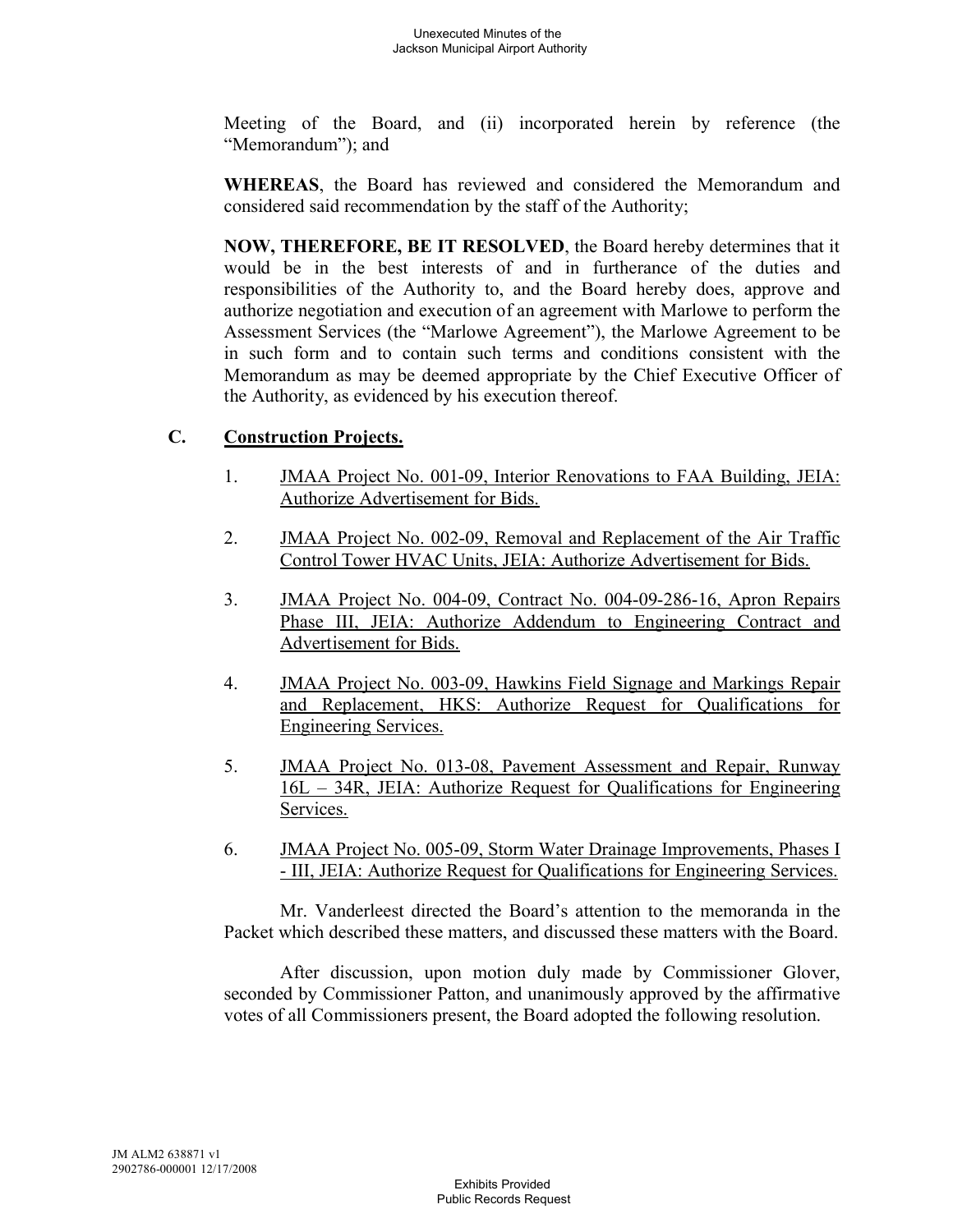Meeting of the Board, and (ii) incorporated herein by reference (the "Memorandum"); and

**WHEREAS**, the Board has reviewed and considered the Memorandum and considered said recommendation by the staff of the Authority;

**NOW, THEREFORE, BE IT RESOLVED**, the Board hereby determines that it would be in the best interests of and in furtherance of the duties and responsibilities of the Authority to, and the Board hereby does, approve and authorize negotiation and execution of an agreement with Marlowe to perform the Assessment Services (the "Marlowe Agreement"), the Marlowe Agreement to be in such form and to contain such terms and conditions consistent with the Memorandum as may be deemed appropriate by the Chief Executive Officer of the Authority, as evidenced by his execution thereof.

**C. Construction Projects.**

1. JMAA Project No. 001-09, Interior Renovations to FAA Building, JEIA: Authorize Advertisement for Bids.

2. JMAA Project No. 002-09, Removal and Replacement of the Air Traffic Control Tower HVAC Units, JEIA: Authorize Advertisement for Bids.

3. JMAA Project No. 004-09, Contract No. 004-09-286-16, Apron Repairs Phase III, JEIA: Authorize Addendum to Engineering Contract and Advertisement for Bids.

4. JMAA Project No. 003-09, Hawkins Field Signage and Markings Repair and Replacement, HKS: Authorize Request for Qualifications for Engineering Services.

5. JMAA Project No. 013-08, Pavement Assessment and Repair, Runway 16L – 34R, JEIA: Authorize Request for Qualifications for Engineering Services.

6. JMAA Project No. 005-09, Storm Water Drainage Improvements, Phases I - III, JEIA: Authorize Request for Qualifications for Engineering Services.

Mr. Vanderleest directed the Board's attention to the memoranda in the Packet which described these matters, and discussed these matters with the Board.

After discussion, upon motion duly made by Commissioner Glover, seconded by Commissioner Patton, and unanimously approved by the affirmative votes of all Commissioners present, the Board adopted the following resolution.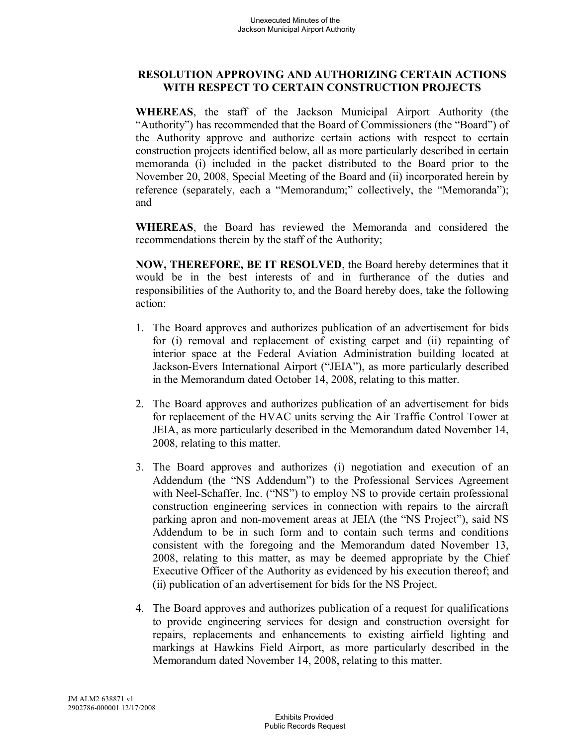## RESOLUTION APPROVING AND AUTHORIZING CERTAIN ACTIONS WITH RESPECT TO CERTAIN CONSTRUCTION PROJECTS

**WHEREAS**, the staff of the Jackson Municipal Airport Authority (the "Authority") has recommended that the Board of Commissioners (the "Board") of the Authority approve and authorize certain actions with respect to certain construction projects identified below, all as more particularly described in certain memoranda (i) included in the packet distributed to the Board prior to the November 20, 2008, Special Meeting of the Board and (ii) incorporated herein by reference (separately, each a "Memorandum;" collectively, the "Memoranda"); and

**WHEREAS**, the Board has reviewed the Memoranda and considered the recommendations therein by the staff of the Authority;

**NOW, THEREFORE, BE IT RESOLVED**, the Board hereby determines that it would be in the best interests of and in furtherance of the duties and responsibilities of the Authority to, and the Board hereby does, take the following action:

1. The Board approves and authorizes publication of an advertisement for bids for (i) removal and replacement of existing carpet and (ii) repainting of interior space at the Federal Aviation Administration building located at Jackson-Evers International Airport ("JEIA"), as more particularly described in the Memorandum dated October 14, 2008, relating to this matter.

2. The Board approves and authorizes publication of an advertisement for bids for replacement of the HVAC units serving the Air Traffic Control Tower at JEIA, as more particularly described in the Memorandum dated November 14, 2008, relating to this matter.

3. The Board approves and authorizes (i) negotiation and execution of an Addendum (the "NS Addendum") to the Professional Services Agreement with Neel-Schaffer, Inc. ("NS") to employ NS to provide certain professional construction engineering services in connection with repairs to the aircraft parking apron and non-movement areas at JEIA (the "NS Project"), said NS Addendum to be in such form and to contain such terms and conditions consistent with the foregoing and the Memorandum dated November 13, 2008, relating to this matter, as may be deemed appropriate by the Chief Executive Officer of the Authority as evidenced by his execution thereof; and (ii) publication of an advertisement for bids for the NS Project.

4. The Board approves and authorizes publication of a request for qualifications to provide engineering services for design and construction oversight for repairs, replacements and enhancements to existing airfield lighting and markings at Hawkins Field Airport, as more particularly described in the Memorandum dated November 14, 2008, relating to this matter.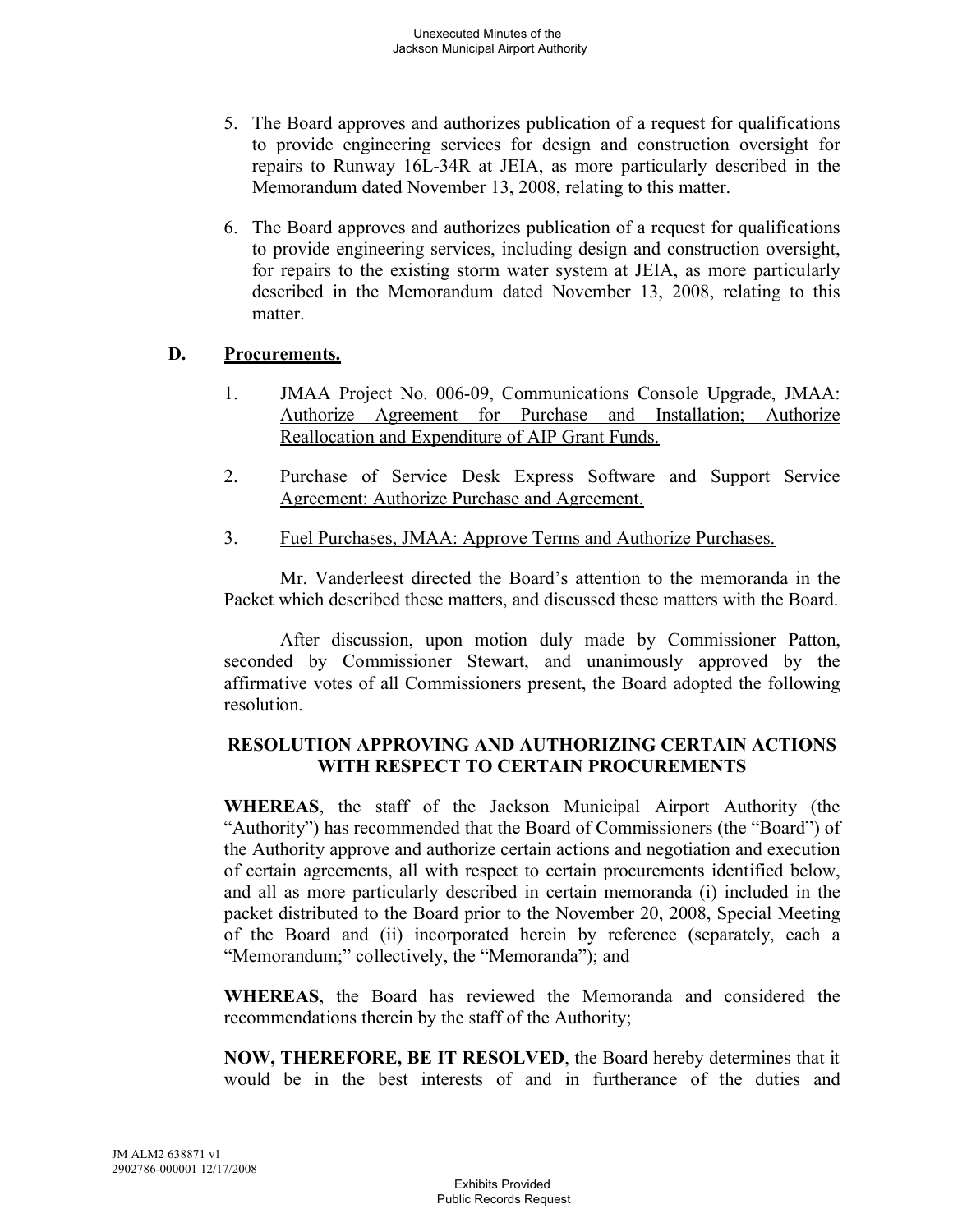5. The Board approves and authorizes publication of a request for qualifications to provide engineering services for design and construction oversight for repairs to Runway 16L-34R at JEIA, as more particularly described in the Memorandum dated November 13, 2008, relating to this matter.

6. The Board approves and authorizes publication of a request for qualifications to provide engineering services, including design and construction oversight, for repairs to the existing storm water system at JEIA, as more particularly described in the Memorandum dated November 13, 2008, relating to this matter.

## D. Procurements.

1. JMAA Project No. 006-09, Communications Console Upgrade, JMAA: Authorize Agreement for Purchase and Installation; Authorize Reallocation and Expenditure of AIP Grant Funds.

2. Purchase of Service Desk Express Software and Support Service Agreement: Authorize Purchase and Agreement.

3. Fuel Purchases, JMAA: Approve Terms and Authorize Purchases.

Mr. Vanderleest directed the Board's attention to the memoranda in the Packet which described these matters, and discussed these matters with the Board.

After discussion, upon motion duly made by Commissioner Patton, seconded by Commissioner Stewart, and unanimously approved by the affirmative votes of all Commissioners present, the Board adopted the following resolution.

**RESOLUTION APPROVING AND AUTHORIZING CERTAIN ACTIONS WITH RESPECT TO CERTAIN PROCUREMENTS**

**WHEREAS**, the staff of the Jackson Municipal Airport Authority (the "Authority") has recommended that the Board of Commissioners (the "Board") of the Authority approve and authorize certain actions and negotiation and execution of certain agreements, all with respect to certain procurements identified below, and all as more particularly described in certain memoranda (i) included in the packet distributed to the Board prior to the November 20, 2008, Special Meeting of the Board and (ii) incorporated herein by reference (separately, each a "Memorandum;" collectively, the "Memoranda"); and

**WHEREAS**, the Board has reviewed the Memoranda and considered the recommendations therein by the staff of the Authority;

**NOW, THEREFORE, BE IT RESOLVED**, the Board hereby determines that it would be in the best interests of and in furtherance of the duties and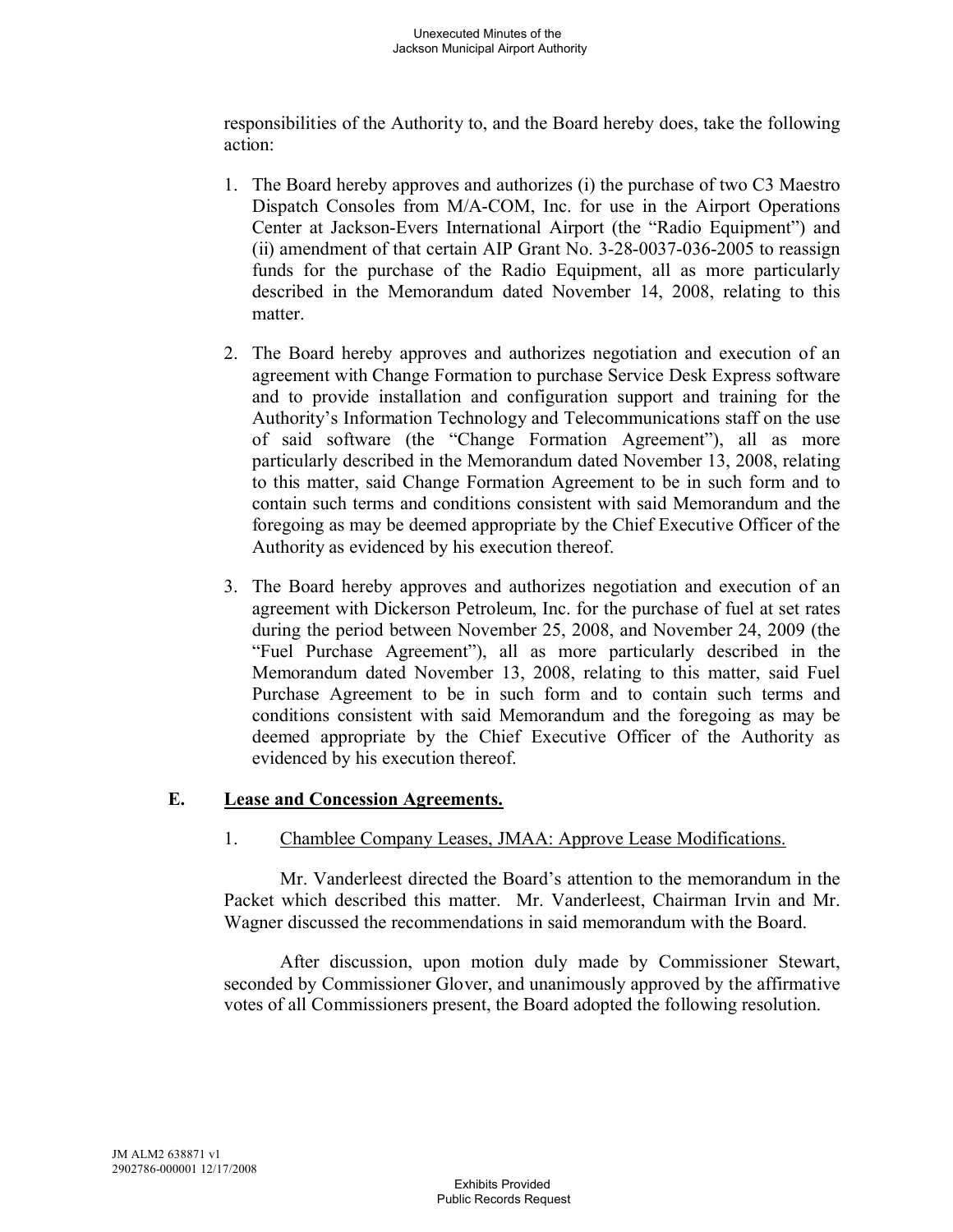responsibilities of the Authority to, and the Board hereby does, take the following action:

1. The Board hereby approves and authorizes (i) the purchase of two C3 Maestro Dispatch Consoles from M/A-COM, Inc. for use in the Airport Operations Center at Jackson-Evers International Airport (the "Radio Equipment") and (ii) amendment of that certain AIP Grant No. 3-28-0037-036-2005 to reassign funds for the purchase of the Radio Equipment, all as more particularly described in the Memorandum dated November 14, 2008, relating to this matter.

2. The Board hereby approves and authorizes negotiation and execution of an agreement with Change Formation to purchase Service Desk Express software and to provide installation and configuration support and training for the Authority's Information Technology and Telecommunications staff on the use of said software (the "Change Formation Agreement"), all as more particularly described in the Memorandum dated November 13, 2008, relating to this matter, said Change Formation Agreement to be in such form and to contain such terms and conditions consistent with said Memorandum and the foregoing as may be deemed appropriate by the Chief Executive Officer of the Authority as evidenced by his execution thereof.

3. The Board hereby approves and authorizes negotiation and execution of an agreement with Dickerson Petroleum, Inc. for the purchase of fuel at set rates during the period between November 25, 2008, and November 24, 2009 (the "Fuel Purchase Agreement"), all as more particularly described in the Memorandum dated November 13, 2008, relating to this matter, said Fuel Purchase Agreement to be in such form and to contain such terms and conditions consistent with said Memorandum and the foregoing as may be deemed appropriate by the Chief Executive Officer of the Authority as evidenced by his execution thereof.

### E. Lease and Concession Agreements.

1. Chamblee Company Leases, JMAA: Approve Lease Modifications.

Mr. Vanderleest directed the Board's attention to the memorandum in the Packet which described this matter. Mr. Vanderleest, Chairman Irvin and Mr. Wagner discussed the recommendations in said memorandum with the Board.

After discussion, upon motion duly made by Commissioner Stewart, seconded by Commissioner Glover, and unanimously approved by the affirmative votes of all Commissioners present, the Board adopted the following resolution.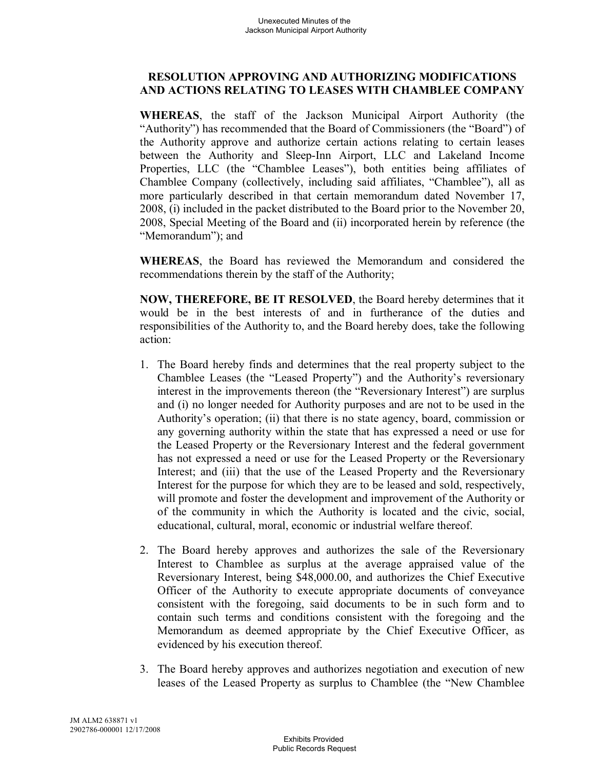## RESOLUTION APPROVING AND AUTHORIZING MODIFICATIONS AND ACTIONS RELATING TO LEASES WITH CHAMBLEE COMPANY

**WHEREAS**, the staff of the Jackson Municipal Airport Authority (the "Authority") has recommended that the Board of Commissioners (the "Board") of the Authority approve and authorize certain actions relating to certain leases between the Authority and Sleep-Inn Airport, LLC and Lakeland Income Properties, LLC (the "Chamblee Leases"), both entities being affiliates of Chamblee Company (collectively, including said affiliates, "Chamblee"), all as more particularly described in that certain memorandum dated November 17, 2008, (i) included in the packet distributed to the Board prior to the November 20, 2008, Special Meeting of the Board and (ii) incorporated herein by reference (the "Memorandum"); and

**WHEREAS**, the Board has reviewed the Memorandum and considered the recommendations therein by the staff of the Authority;

**NOW, THEREFORE, BE IT RESOLVED**, the Board hereby determines that it would be in the best interests of and in furtherance of the duties and responsibilities of the Authority to, and the Board hereby does, take the following action:

1. The Board hereby finds and determines that the real property subject to the Chamblee Leases (the "Leased Property") and the Authority's reversionary interest in the improvements thereon (the "Reversionary Interest") are surplus and (i) no longer needed for Authority purposes and are not to be used in the Authority's operation; (ii) that there is no state agency, board, commission or any governing authority within the state that has expressed a need or use for the Leased Property or the Reversionary Interest and the federal government has not expressed a need or use for the Leased Property or the Reversionary Interest; and (iii) that the use of the Leased Property and the Reversionary Interest for the purpose for which they are to be leased and sold, respectively, will promote and foster the development and improvement of the Authority or of the community in which the Authority is located and the civic, social, educational, cultural, moral, economic or industrial welfare thereof.

2. The Board hereby approves and authorizes the sale of the Reversionary Interest to Chamblee as surplus at the average appraised value of the Reversionary Interest, being $48,000.00, and authorizes the Chief Executive Officer of the Authority to execute appropriate documents of conveyance consistent with the foregoing, said documents to be in such form and to contain such terms and conditions consistent with the foregoing and the Memorandum as deemed appropriate by the Chief Executive Officer, as evidenced by his execution thereof.

3. The Board hereby approves and authorizes negotiation and execution of new leases of the Leased Property as surplus to Chamblee (the "New Chamblee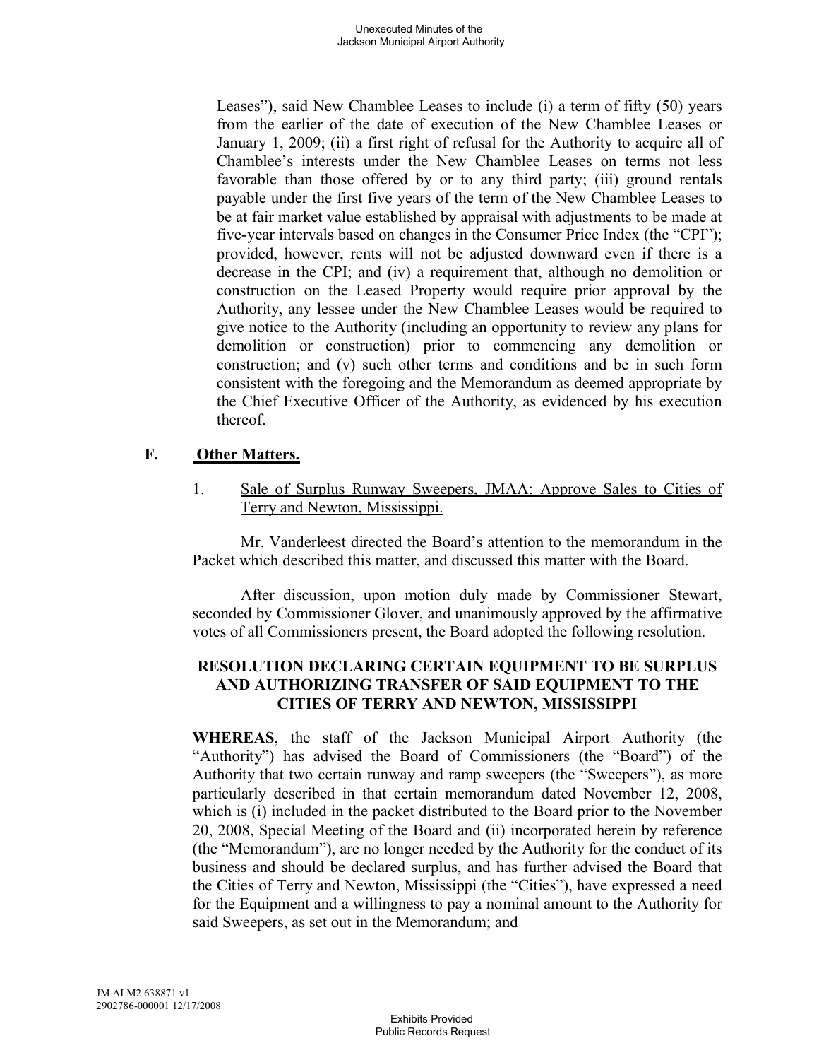Leases"), said New Chamblee Leases to include (i) a term of fifty (50) years from the earlier of the date of execution of the New Chamblee Leases or January 1, 2009; (ii) a first right of refusal for the Authority to acquire all of Chamblee's interests under the New Chamblee Leases on terms not less favorable than those offered by or to any third party; (iii) ground rentals payable under the first five years of the term of the New Chamblee Leases to be at fair market value established by appraisal with adjustments to be made at five-year intervals based on changes in the Consumer Price Index (the "CPI"); provided, however, rents will not be adjusted downward even if there is a decrease in the CPI; and (iv) a requirement that, although no demolition or construction on the Leased Property would require prior approval by the Authority, any lessee under the New Chamblee Leases would be required to give notice to the Authority (including an opportunity to review any plans for demolition or construction) prior to commencing any demolition or construction; and (v) such other terms and conditions and be in such form consistent with the foregoing and the Memorandum as deemed appropriate by the Chief Executive Officer of the Authority, as evidenced by his execution thereof.

## F. Other Matters.

1. Sale of Surplus Runway Sweepers, JMAA: Approve Sales to Cities of Terry and Newton, Mississippi.

Mr. Vanderleest directed the Board's attention to the memorandum in the Packet which described this matter, and discussed this matter with the Board.

After discussion, upon motion duly made by Commissioner Stewart, seconded by Commissioner Glover, and unanimously approved by the affirmative votes of all Commissioners present, the Board adopted the following resolution.

**RESOLUTION DECLARING CERTAIN EQUIPMENT TO BE SURPLUS AND AUTHORIZING TRANSFER OF SAID EQUIPMENT TO THE CITIES OF TERRY AND NEWTON, MISSISSIPPI**

**WHEREAS**, the staff of the Jackson Municipal Airport Authority (the "Authority") has advised the Board of Commissioners (the "Board") of the Authority that two certain runway and ramp sweepers (the "Sweepers"), as more particularly described in that certain memorandum dated November 12, 2008, which is (i) included in the packet distributed to the Board prior to the November 20, 2008, Special Meeting of the Board and (ii) incorporated herein by reference (the "Memorandum"), are no longer needed by the Authority for the conduct of its business and should be declared surplus, and has further advised the Board that the Cities of Terry and Newton, Mississippi (the "Cities"), have expressed a need for the Equipment and a willingness to pay a nominal amount to the Authority for said Sweepers, as set out in the Memorandum; and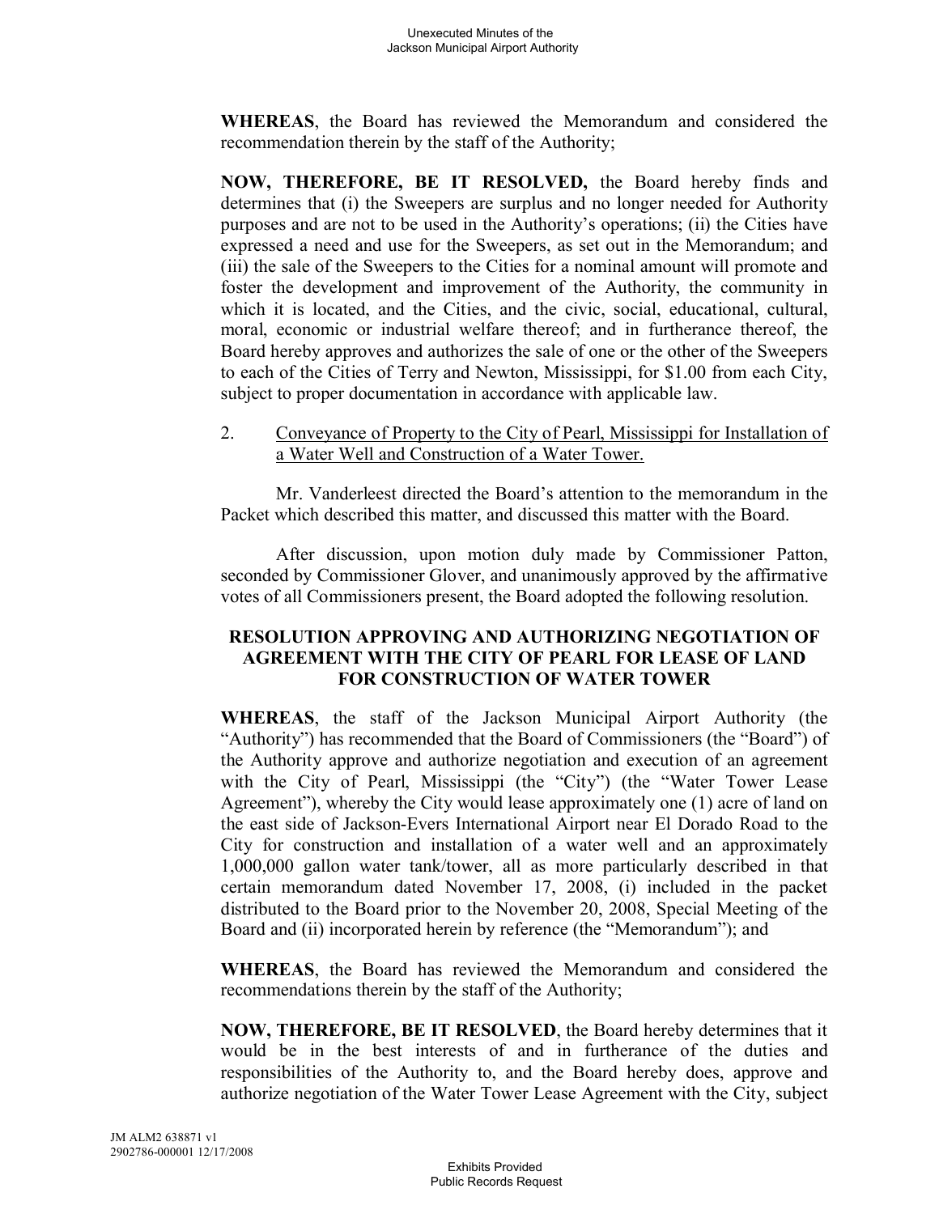**WHEREAS**, the Board has reviewed the Memorandum and considered the recommendation therein by the staff of the Authority;

**NOW, THEREFORE, BE IT RESOLVED,** the Board hereby finds and determines that (i) the Sweepers are surplus and no longer needed for Authority purposes and are not to be used in the Authority's operations; (ii) the Cities have expressed a need and use for the Sweepers, as set out in the Memorandum; and (iii) the sale of the Sweepers to the Cities for a nominal amount will promote and foster the development and improvement of the Authority, the community in which it is located, and the Cities, and the civic, social, educational, cultural, moral, economic or industrial welfare thereof; and in furtherance thereof, the Board hereby approves and authorizes the sale of one or the other of the Sweepers to each of the Cities of Terry and Newton, Mississippi, for \$1.00 from each City, subject to proper documentation in accordance with applicable law.

2. Conveyance of Property to the City of Pearl, Mississippi for Installation of a Water Well and Construction of a Water Tower.

Mr. Vanderleest directed the Board's attention to the memorandum in the Packet which described this matter, and discussed this matter with the Board.

After discussion, upon motion duly made by Commissioner Patton, seconded by Commissioner Glover, and unanimously approved by the affirmative votes of all Commissioners present, the Board adopted the following resolution.

**RESOLUTION APPROVING AND AUTHORIZING NEGOTIATION OF AGREEMENT WITH THE CITY OF PEARL FOR LEASE OF LAND FOR CONSTRUCTION OF WATER TOWER**

**WHEREAS**, the staff of the Jackson Municipal Airport Authority (the "Authority") has recommended that the Board of Commissioners (the "Board") of the Authority approve and authorize negotiation and execution of an agreement with the City of Pearl, Mississippi (the "City") (the "Water Tower Lease Agreement"), whereby the City would lease approximately one (1) acre of land on the east side of Jackson-Evers International Airport near El Dorado Road to the City for construction and installation of a water well and an approximately 1,000,000 gallon water tank/tower, all as more particularly described in that certain memorandum dated November 17, 2008, (i) included in the packet distributed to the Board prior to the November 20, 2008, Special Meeting of the Board and (ii) incorporated herein by reference (the "Memorandum"); and

**WHEREAS**, the Board has reviewed the Memorandum and considered the recommendations therein by the staff of the Authority;

**NOW, THEREFORE, BE IT RESOLVED**, the Board hereby determines that it would be in the best interests of and in furtherance of the duties and responsibilities of the Authority to, and the Board hereby does, approve and authorize negotiation of the Water Tower Lease Agreement with the City, subject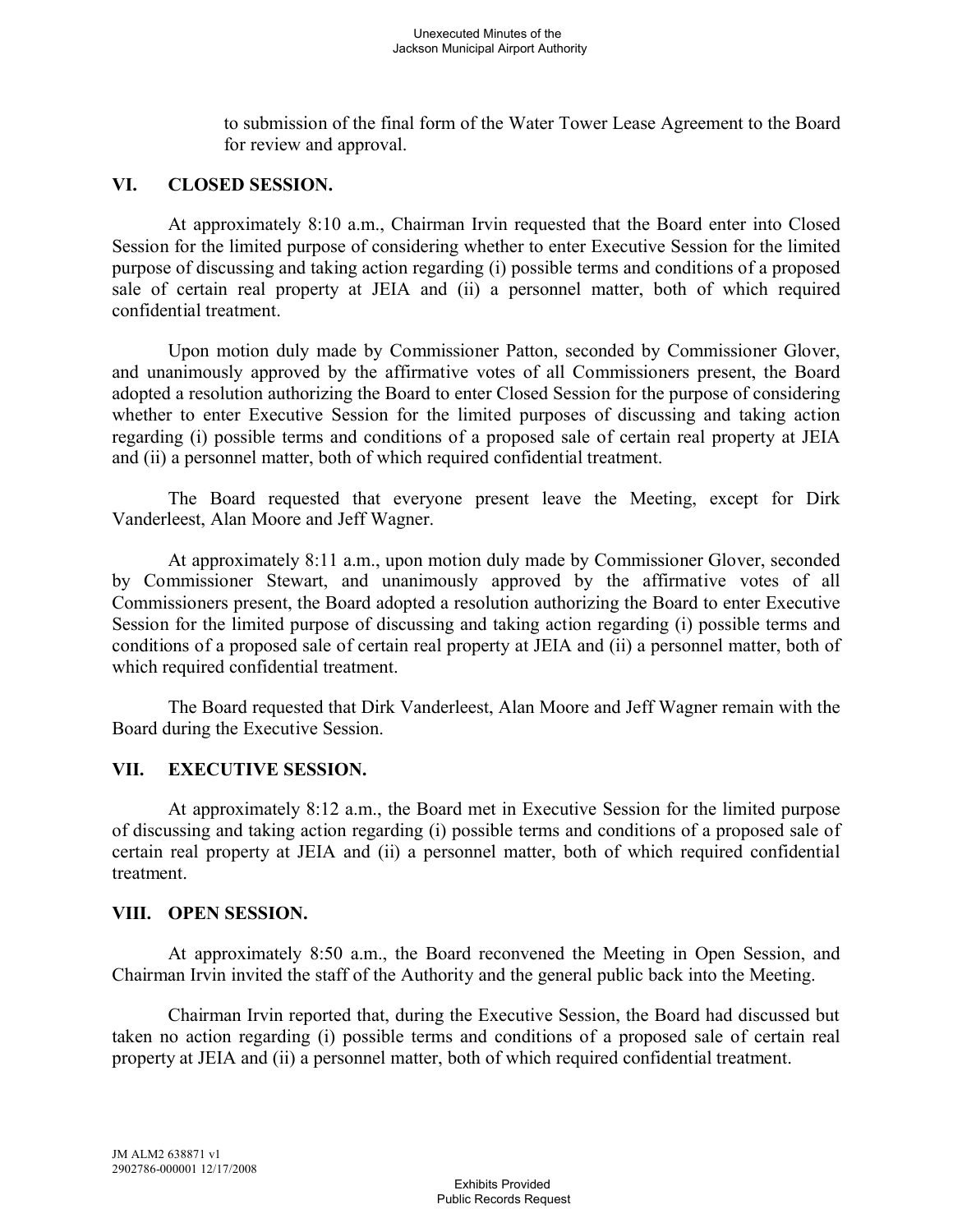to submission of the final form of the Water Tower Lease Agreement to the Board for review and approval.

## VI. CLOSED SESSION.

At approximately 8:10 a.m., Chairman Irvin requested that the Board enter into Closed Session for the limited purpose of considering whether to enter Executive Session for the limited purpose of discussing and taking action regarding (i) possible terms and conditions of a proposed sale of certain real property at JEIA and (ii) a personnel matter, both of which required confidential treatment.

Upon motion duly made by Commissioner Patton, seconded by Commissioner Glover, and unanimously approved by the affirmative votes of all Commissioners present, the Board adopted a resolution authorizing the Board to enter Closed Session for the purpose of considering whether to enter Executive Session for the limited purposes of discussing and taking action regarding (i) possible terms and conditions of a proposed sale of certain real property at JEIA and (ii) a personnel matter, both of which required confidential treatment.

The Board requested that everyone present leave the Meeting, except for Dirk Vanderleest, Alan Moore and Jeff Wagner.

At approximately 8:11 a.m., upon motion duly made by Commissioner Glover, seconded by Commissioner Stewart, and unanimously approved by the affirmative votes of all Commissioners present, the Board adopted a resolution authorizing the Board to enter Executive Session for the limited purpose of discussing and taking action regarding (i) possible terms and conditions of a proposed sale of certain real property at JEIA and (ii) a personnel matter, both of which required confidential treatment.

The Board requested that Dirk Vanderleest, Alan Moore and Jeff Wagner remain with the Board during the Executive Session.

## VII. EXECUTIVE SESSION.

At approximately 8:12 a.m., the Board met in Executive Session for the limited purpose of discussing and taking action regarding (i) possible terms and conditions of a proposed sale of certain real property at JEIA and (ii) a personnel matter, both of which required confidential treatment.

## VIII. OPEN SESSION.

At approximately 8:50 a.m., the Board reconvened the Meeting in Open Session, and Chairman Irvin invited the staff of the Authority and the general public back into the Meeting.

Chairman Irvin reported that, during the Executive Session, the Board had discussed but taken no action regarding (i) possible terms and conditions of a proposed sale of certain real property at JEIA and (ii) a personnel matter, both of which required confidential treatment.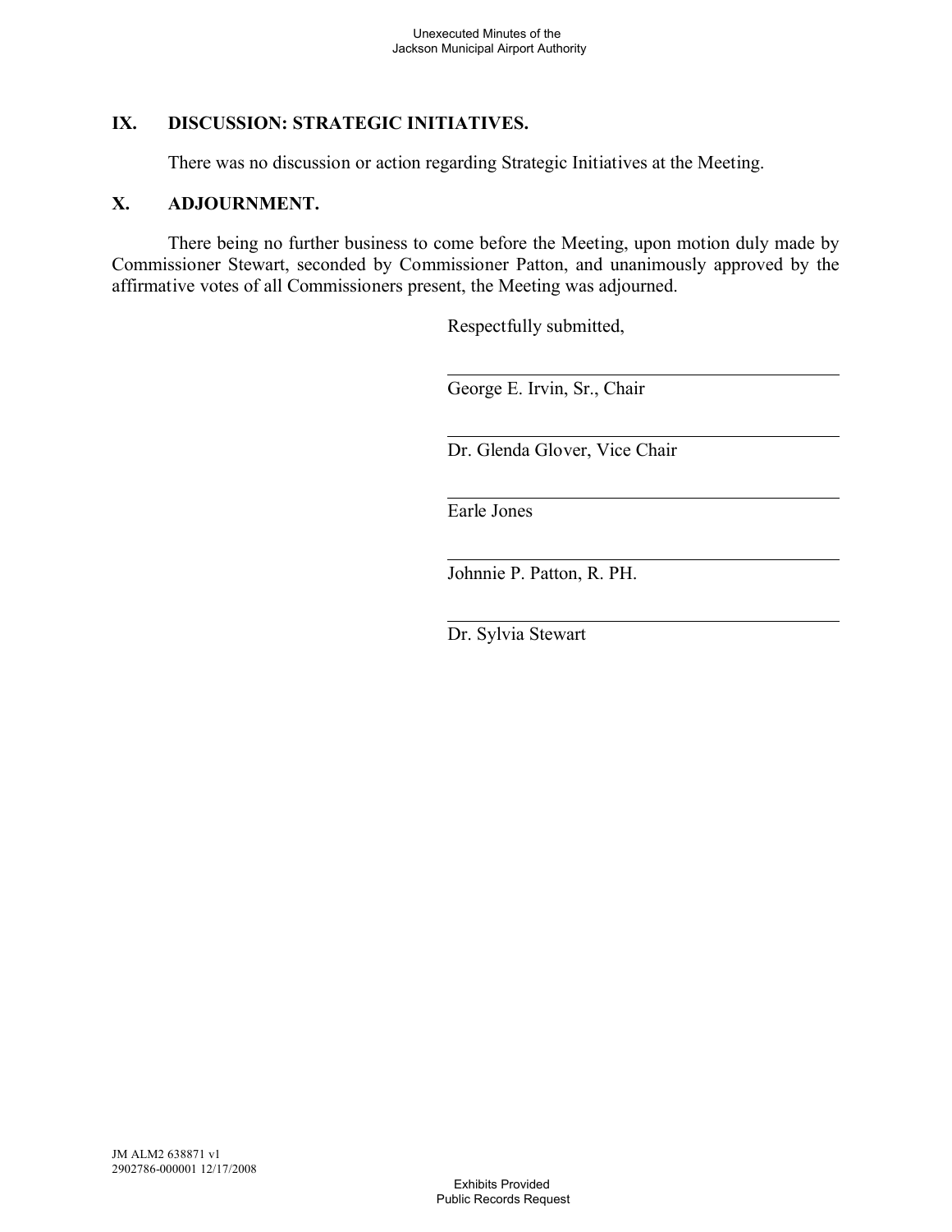## IX. DISCUSSION: STRATEGIC INITIATIVES.

There was no discussion or action regarding Strategic Initiatives at the Meeting.

## X. ADJOURNMENT.

There being no further business to come before the Meeting, upon motion duly made by Commissioner Stewart, seconded by Commissioner Patton, and unanimously approved by the affirmative votes of all Commissioners present, the Meeting was adjourned.

Respectfully submitted,

\_\_\_\_\_\_\_\_\_\_\_\_\_\_\_\_\_\_\_\_\_\_\_\_\_\_\_\_\_\_\_\_\_\_\_\_

George E. Irvin, Sr., Chair

\_\_\_\_\_\_\_\_\_\_\_\_\_\_\_\_\_\_\_\_\_\_\_\_\_\_\_\_\_\_\_\_\_\_\_\_

Dr. Glenda Glover, Vice Chair

\_\_\_\_\_\_\_\_\_\_\_\_\_\_\_\_\_\_\_\_\_\_\_\_\_\_\_\_\_\_\_\_\_\_\_\_

Earle Jones

\_\_\_\_\_\_\_\_\_\_\_\_\_\_\_\_\_\_\_\_\_\_\_\_\_\_\_\_\_\_\_\_\_\_\_\_

Johnnie P. Patton, R. PH.

\_\_\_\_\_\_\_\_\_\_\_\_\_\_\_\_\_\_\_\_\_\_\_\_\_\_\_\_\_\_\_\_\_\_\_\_

Dr. Sylvia Stewart

JM ALM2 638871 v1
2902786-000001 12/17/2008